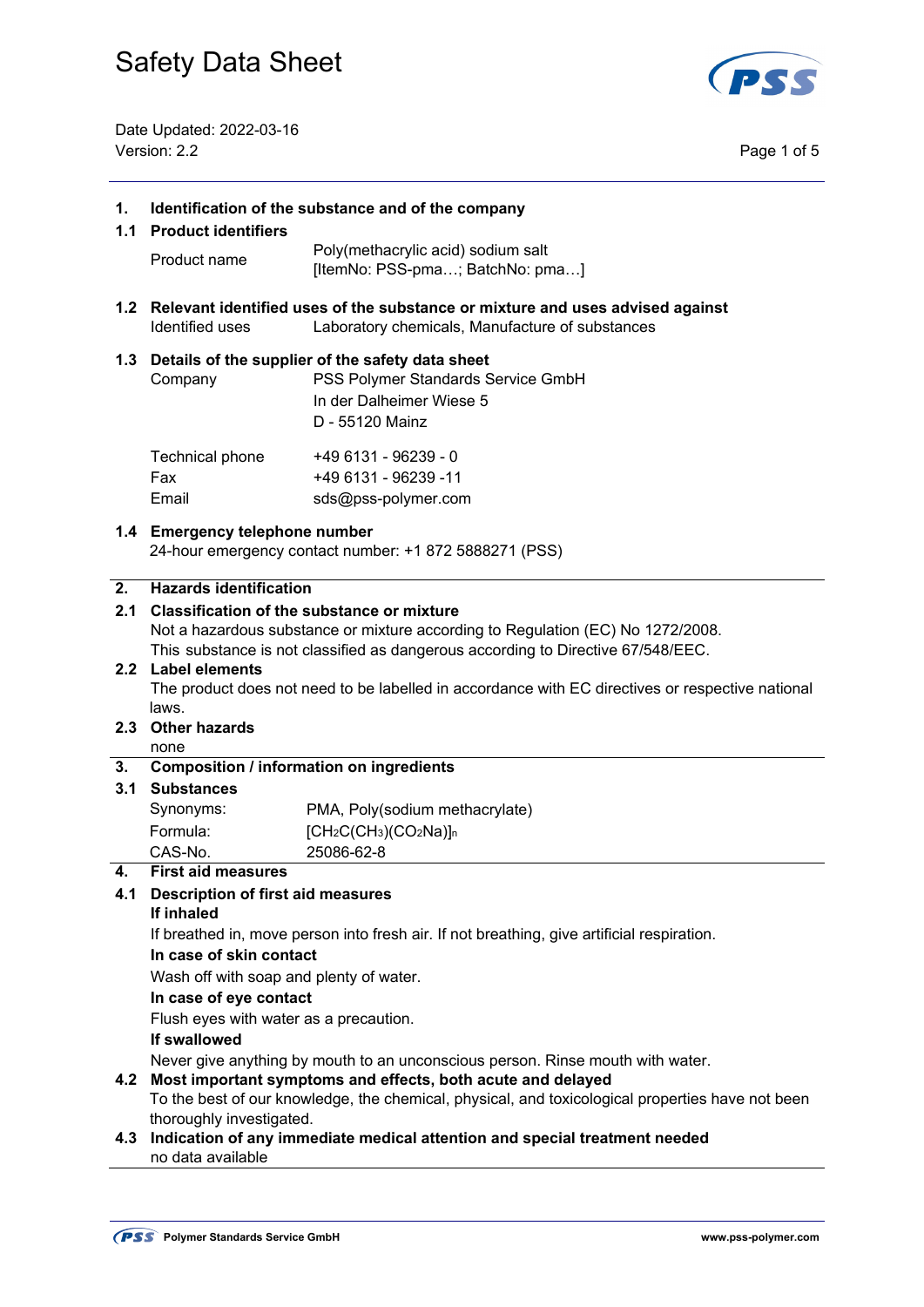# Safety Data Sheet

Date Updated: 2022-03-16
Version: 2.2

## 1. Identification of the substance and of the company

### 1.1 Product identifiers

| | |
|---|---|
| Product name | Poly(methacrylic acid) sodium salt [ItemNo: PSS-pma…; BatchNo: pma…] |

### 1.2 Relevant identified uses of the substance or mixture and uses advised against

| | |
|---|---|
| Identified uses | Laboratory chemicals, Manufacture of substances |

### 1.3 Details of the supplier of the safety data sheet

| | |
|---|---|
| Company | PSS Polymer Standards Service GmbH<br>In der Dalheimer Wiese 5<br>D - 55120 Mainz |
| Technical phone | +49 6131 - 96239 - 0 |
| Fax | +49 6131 - 96239 -11 |
| Email | sds@pss-polymer.com |

### 1.4 Emergency telephone number

24-hour emergency contact number: +1 872 5888271 (PSS)

## 2. Hazards identification

### 2.1 Classification of the substance or mixture

Not a hazardous substance or mixture according to Regulation (EC) No 1272/2008.
This substance is not classified as dangerous according to Directive 67/548/EEC.

### 2.2 Label elements

The product does not need to be labelled in accordance with EC directives or respective national laws.

### 2.3 Other hazards

none

## 3. Composition / information on ingredients

### 3.1 Substances

| | |
|---|---|
| Synonyms: | PMA, Poly(sodium methacrylate) |
| Formula: | $[CH_2C(CH_3)(CO_2Na)]_n$ |
| CAS-No. | 25086-62-8 |

## 4. First aid measures

### 4.1 Description of first aid measures

**If inhaled**

If breathed in, move person into fresh air. If not breathing, give artificial respiration.

**In case of skin contact**

Wash off with soap and plenty of water.

**In case of eye contact**

Flush eyes with water as a precaution.

**If swallowed**

Never give anything by mouth to an unconscious person. Rinse mouth with water.

### 4.2 Most important symptoms and effects, both acute and delayed

To the best of our knowledge, the chemical, physical, and toxicological properties have not been thoroughly investigated.

### 4.3 Indication of any immediate medical attention and special treatment needed

no data available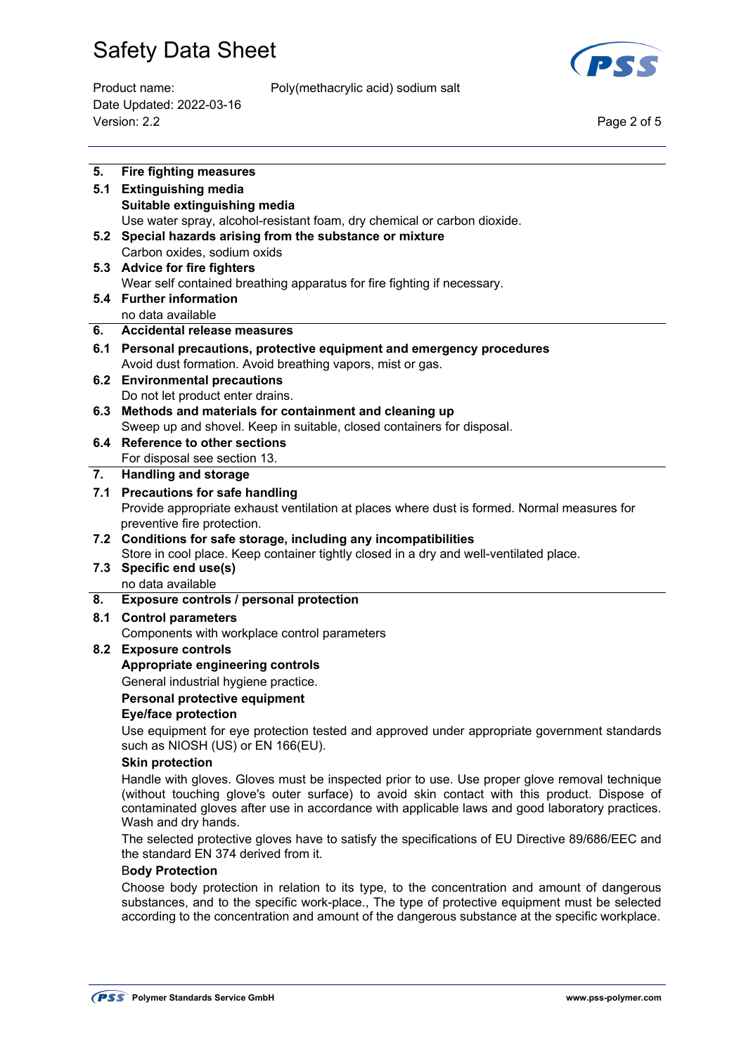## 5. Fire fighting measures

### 5.1 Extinguishing media

**Suitable extinguishing media**

Use water spray, alcohol-resistant foam, dry chemical or carbon dioxide.

### 5.2 Special hazards arising from the substance or mixture

Carbon oxides, sodium oxids

### 5.3 Advice for fire fighters

Wear self contained breathing apparatus for fire fighting if necessary.

### 5.4 Further information

no data available

## 6. Accidental release measures

### 6.1 Personal precautions, protective equipment and emergency procedures

Avoid dust formation. Avoid breathing vapors, mist or gas.

### 6.2 Environmental precautions

Do not let product enter drains.

### 6.3 Methods and materials for containment and cleaning up

Sweep up and shovel. Keep in suitable, closed containers for disposal.

### 6.4 Reference to other sections

For disposal see section 13.

## 7. Handling and storage

### 7.1 Precautions for safe handling

Provide appropriate exhaust ventilation at places where dust is formed. Normal measures for preventive fire protection.

### 7.2 Conditions for safe storage, including any incompatibilities

Store in cool place. Keep container tightly closed in a dry and well-ventilated place.

### 7.3 Specific end use(s)

no data available

## 8. Exposure controls / personal protection

### 8.1 Control parameters

Components with workplace control parameters

### 8.2 Exposure controls

**Appropriate engineering controls**

General industrial hygiene practice.

**Personal protective equipment**

**Eye/face protection**

Use equipment for eye protection tested and approved under appropriate government standards such as NIOSH (US) or EN 166(EU).

**Skin protection**

Handle with gloves. Gloves must be inspected prior to use. Use proper glove removal technique (without touching glove's outer surface) to avoid skin contact with this product. Dispose of contaminated gloves after use in accordance with applicable laws and good laboratory practices. Wash and dry hands.

The selected protective gloves have to satisfy the specifications of EU Directive 89/686/EEC and the standard EN 374 derived from it.

**Body Protection**

Choose body protection in relation to its type, to the concentration and amount of dangerous substances, and to the specific work-place., The type of protective equipment must be selected according to the concentration and amount of the dangerous substance at the specific workplace.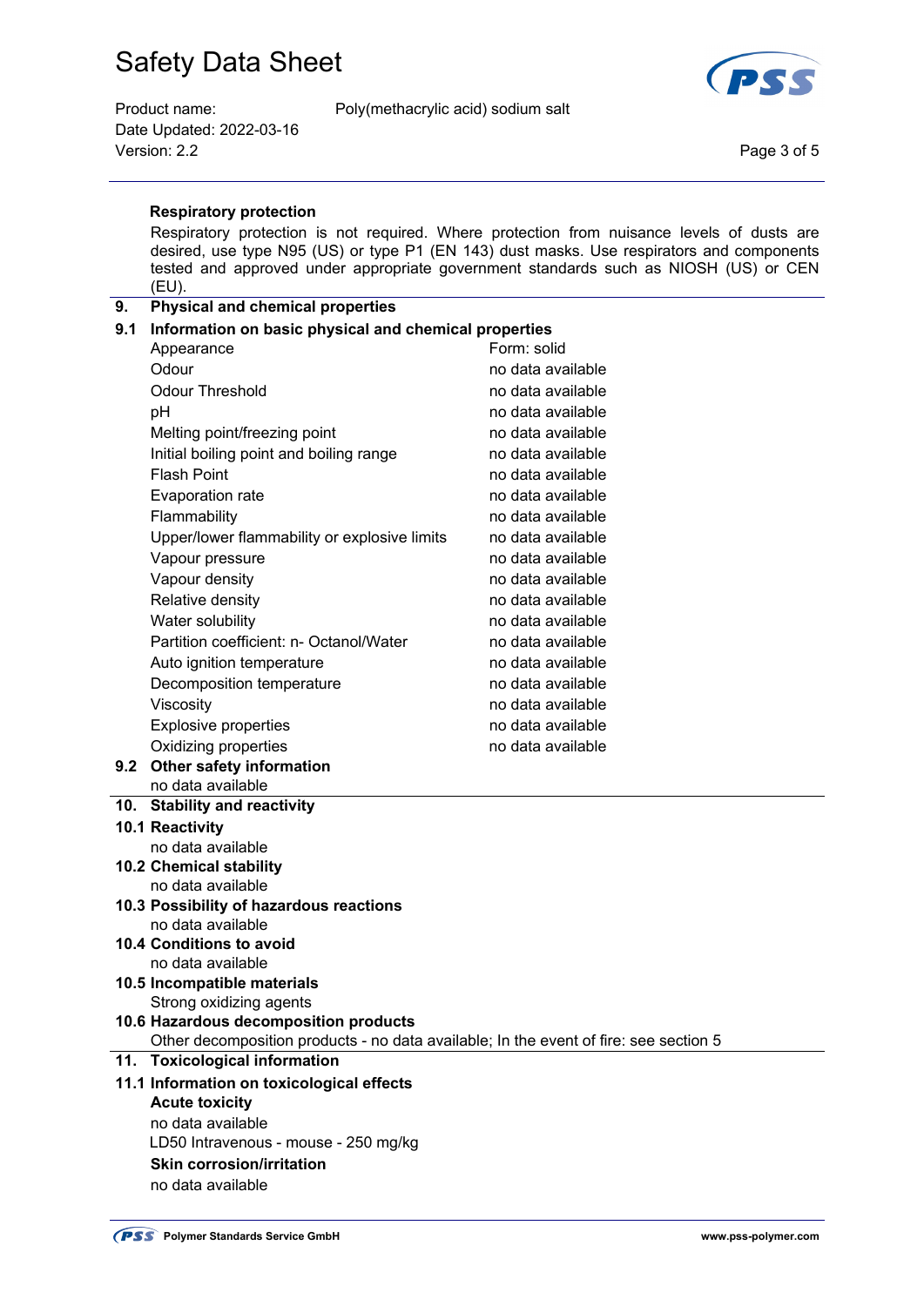**Respiratory protection**

Respiratory protection is not required. Where protection from nuisance levels of dusts are desired, use type N95 (US) or type P1 (EN 143) dust masks. Use respirators and components tested and approved under appropriate government standards such as NIOSH (US) or CEN (EU).

## 9. Physical and chemical properties

### 9.1 Information on basic physical and chemical properties

| Property | Value |
|---|---|
| Appearance | Form: solid |
| Odour | no data available |
| Odour Threshold | no data available |
| pH | no data available |
| Melting point/freezing point | no data available |
| Initial boiling point and boiling range | no data available |
| Flash Point | no data available |
| Evaporation rate | no data available |
| Flammability | no data available |
| Upper/lower flammability or explosive limits | no data available |
| Vapour pressure | no data available |
| Vapour density | no data available |
| Relative density | no data available |
| Water solubility | no data available |
| Partition coefficient: n- Octanol/Water | no data available |
| Auto ignition temperature | no data available |
| Decomposition temperature | no data available |
| Viscosity | no data available |
| Explosive properties | no data available |
| Oxidizing properties | no data available |

### 9.2 Other safety information

no data available

## 10. Stability and reactivity

### 10.1 Reactivity

no data available

### 10.2 Chemical stability

no data available

### 10.3 Possibility of hazardous reactions

no data available

### 10.4 Conditions to avoid

no data available

### 10.5 Incompatible materials

Strong oxidizing agents

### 10.6 Hazardous decomposition products

Other decomposition products - no data available; In the event of fire: see section 5

## 11. Toxicological information

### 11.1 Information on toxicological effects

**Acute toxicity**

no data available

LD50 Intravenous - mouse - 250 mg/kg

**Skin corrosion/irritation**

no data available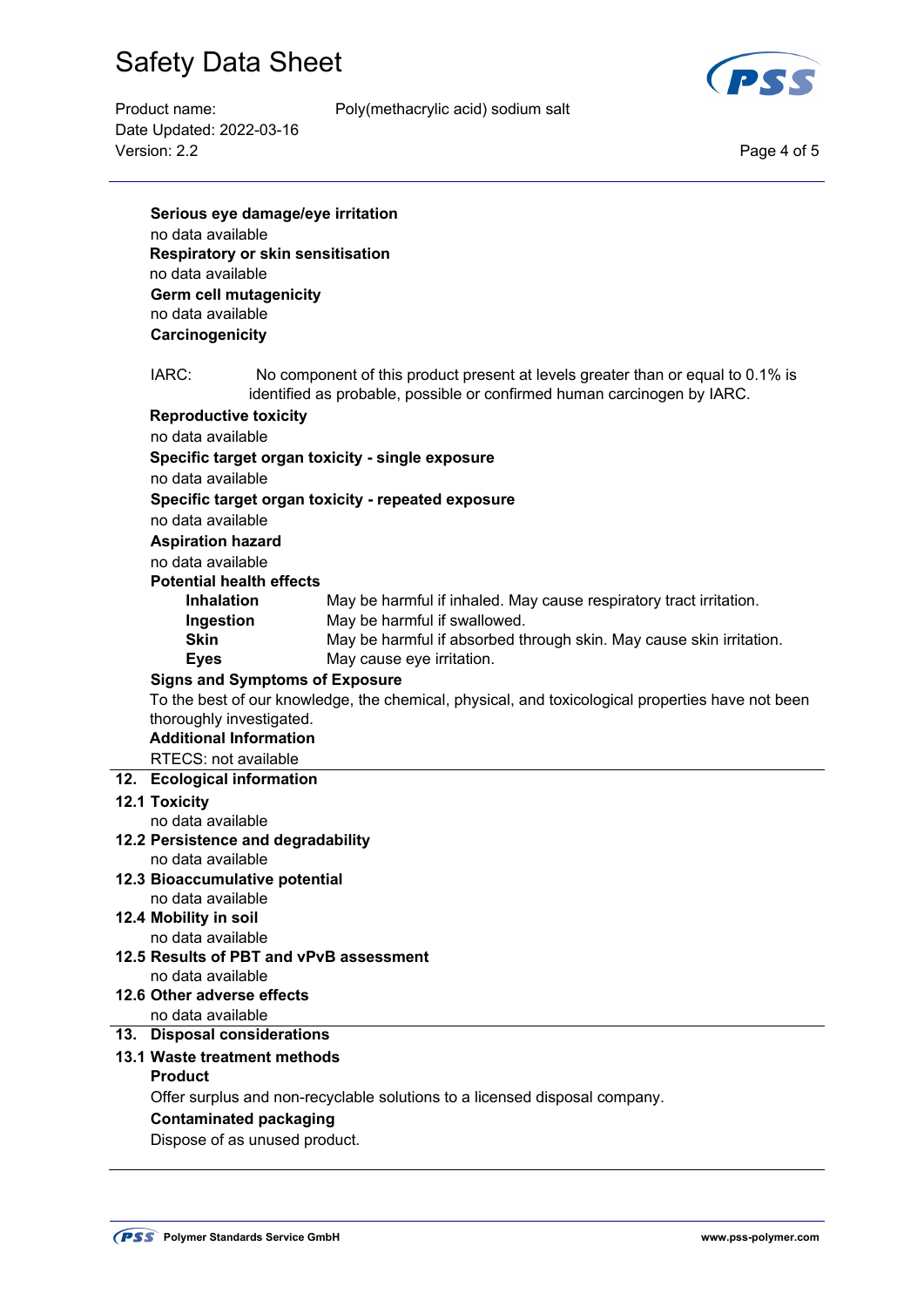**Serious eye damage/eye irritation**

no data available

**Respiratory or skin sensitisation**

no data available

**Germ cell mutagenicity**

no data available

**Carcinogenicity**

IARC: No component of this product present at levels greater than or equal to 0.1% is identified as probable, possible or confirmed human carcinogen by IARC.

**Reproductive toxicity**

no data available

**Specific target organ toxicity - single exposure**

no data available

**Specific target organ toxicity - repeated exposure**

no data available

**Aspiration hazard**

no data available

**Potential health effects**

| | |
|---|---|
| **Inhalation** | May be harmful if inhaled. May cause respiratory tract irritation. |
| **Ingestion** | May be harmful if swallowed. |
| **Skin** | May be harmful if absorbed through skin. May cause skin irritation. |
| **Eyes** | May cause eye irritation. |

**Signs and Symptoms of Exposure**

To the best of our knowledge, the chemical, physical, and toxicological properties have not been thoroughly investigated.

**Additional Information**

RTECS: not available

## 12. Ecological information

### 12.1 Toxicity

no data available

### 12.2 Persistence and degradability

no data available

### 12.3 Bioaccumulative potential

no data available

### 12.4 Mobility in soil

no data available

### 12.5 Results of PBT and vPvB assessment

no data available

### 12.6 Other adverse effects

no data available

## 13. Disposal considerations

### 13.1 Waste treatment methods

**Product**

Offer surplus and non-recyclable solutions to a licensed disposal company.

**Contaminated packaging**

Dispose of as unused product.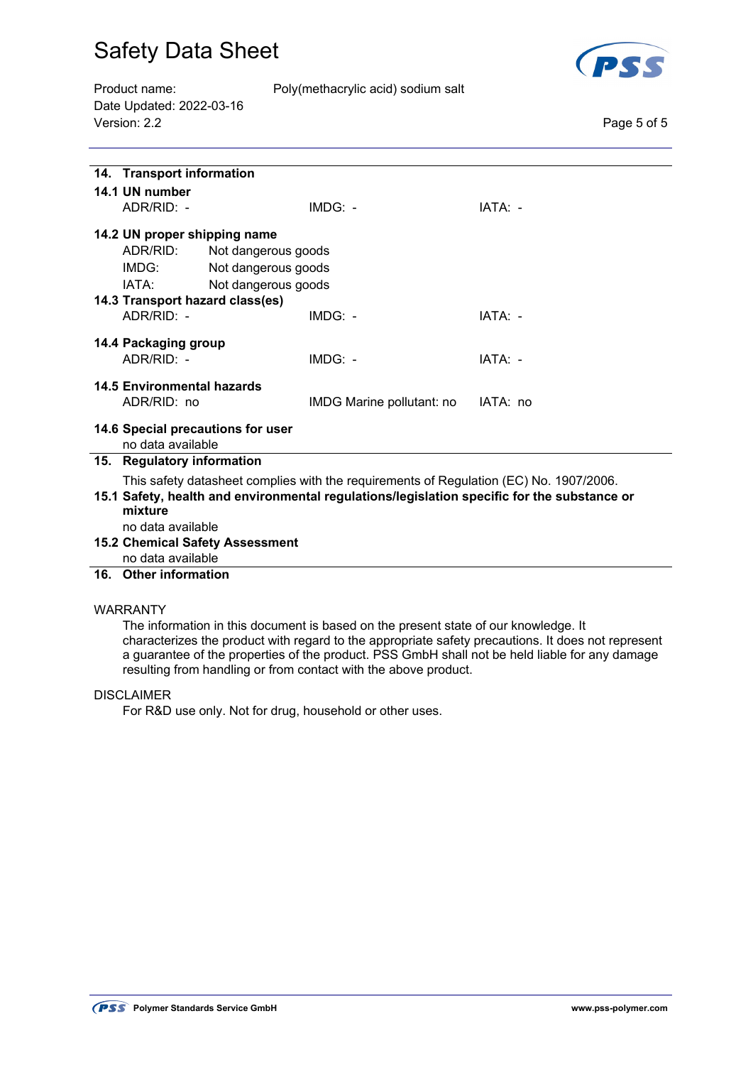## 14. Transport information

### 14.1 UN number

| | | |
|---|---|---|
| ADR/RID: - | IMDG: - | IATA: - |

### 14.2 UN proper shipping name

| | |
|---|---|
| ADR/RID: | Not dangerous goods |
| IMDG: | Not dangerous goods |
| IATA: | Not dangerous goods |

### 14.3 Transport hazard class(es)

| | | |
|---|---|---|
| ADR/RID: - | IMDG: - | IATA: - |

### 14.4 Packaging group

| | | |
|---|---|---|
| ADR/RID: - | IMDG: - | IATA: - |

### 14.5 Environmental hazards

| | | |
|---|---|---|
| ADR/RID: no | IMDG Marine pollutant: no | IATA: no |

### 14.6 Special precautions for user

no data available

## 15. Regulatory information

This safety datasheet complies with the requirements of Regulation (EC) No. 1907/2006.

### 15.1 Safety, health and environmental regulations/legislation specific for the substance or mixture

no data available

### 15.2 Chemical Safety Assessment

no data available

## 16. Other information

WARRANTY

The information in this document is based on the present state of our knowledge. It characterizes the product with regard to the appropriate safety precautions. It does not represent a guarantee of the properties of the product. PSS GmbH shall not be held liable for any damage resulting from handling or from contact with the above product.

DISCLAIMER

For R&D use only. Not for drug, household or other uses.